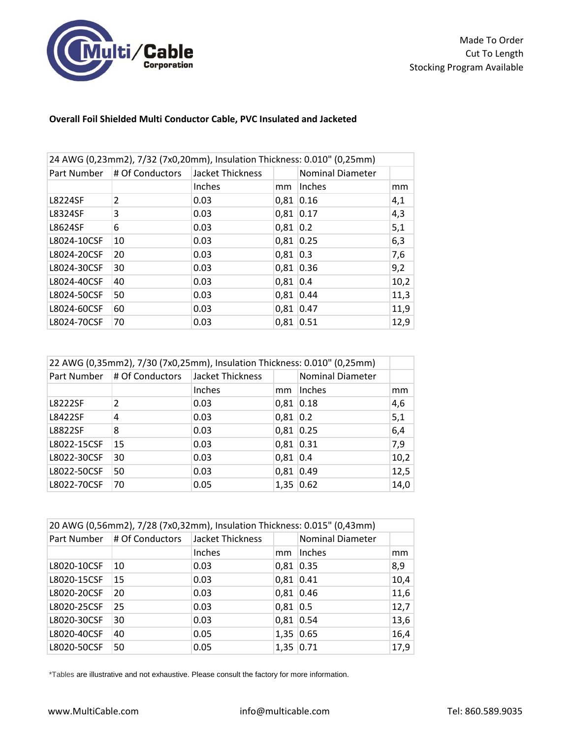Made To Order
Cut To Length
Stocking Program Available

**Overall Foil Shielded Multi Conductor Cable, PVC Insulated and Jacketed**

| 24 AWG (0,23mm2), 7/32 (7x0,20mm), Insulation Thickness: 0.010" (0,25mm) | | | | | |
|---|---|---|---|---|---|
| Part Number | # Of Conductors | Jacket Thickness | | Nominal Diameter | |
| | | Inches | mm | Inches | mm |
| L8224SF | 2 | 0.03 | 0,81 | 0.16 | 4,1 |
| L8324SF | 3 | 0.03 | 0,81 | 0.17 | 4,3 |
| L8624SF | 6 | 0.03 | 0,81 | 0.2 | 5,1 |
| L8024-10CSF | 10 | 0.03 | 0,81 | 0.25 | 6,3 |
| L8024-20CSF | 20 | 0.03 | 0,81 | 0.3 | 7,6 |
| L8024-30CSF | 30 | 0.03 | 0,81 | 0.36 | 9,2 |
| L8024-40CSF | 40 | 0.03 | 0,81 | 0.4 | 10,2 |
| L8024-50CSF | 50 | 0.03 | 0,81 | 0.44 | 11,3 |
| L8024-60CSF | 60 | 0.03 | 0,81 | 0.47 | 11,9 |
| L8024-70CSF | 70 | 0.03 | 0,81 | 0.51 | 12,9 |

| 22 AWG (0,35mm2), 7/30 (7x0,25mm), Insulation Thickness: 0.010" (0,25mm) | | | | | |
|---|---|---|---|---|---|
| Part Number | # Of Conductors | Jacket Thickness | | Nominal Diameter | |
| | | Inches | mm | Inches | mm |
| L8222SF | 2 | 0.03 | 0,81 | 0.18 | 4,6 |
| L8422SF | 4 | 0.03 | 0,81 | 0.2 | 5,1 |
| L8822SF | 8 | 0.03 | 0,81 | 0.25 | 6,4 |
| L8022-15CSF | 15 | 0.03 | 0,81 | 0.31 | 7,9 |
| L8022-30CSF | 30 | 0.03 | 0,81 | 0.4 | 10,2 |
| L8022-50CSF | 50 | 0.03 | 0,81 | 0.49 | 12,5 |
| L8022-70CSF | 70 | 0.05 | 1,35 | 0.62 | 14,0 |

| 20 AWG (0,56mm2), 7/28 (7x0,32mm), Insulation Thickness: 0.015" (0,43mm) | | | | | |
|---|---|---|---|---|---|
| Part Number | # Of Conductors | Jacket Thickness | | Nominal Diameter | |
| | | Inches | mm | Inches | mm |
| L8020-10CSF | 10 | 0.03 | 0,81 | 0.35 | 8,9 |
| L8020-15CSF | 15 | 0.03 | 0,81 | 0.41 | 10,4 |
| L8020-20CSF | 20 | 0.03 | 0,81 | 0.46 | 11,6 |
| L8020-25CSF | 25 | 0.03 | 0,81 | 0.5 | 12,7 |
| L8020-30CSF | 30 | 0.03 | 0,81 | 0.54 | 13,6 |
| L8020-40CSF | 40 | 0.05 | 1,35 | 0.65 | 16,4 |
| L8020-50CSF | 50 | 0.05 | 1,35 | 0.71 | 17,9 |

*Tables are illustrative and not exhaustive. Please consult the factory for more information.

www.MultiCable.com    info@multicable.com    Tel: 860.589.9035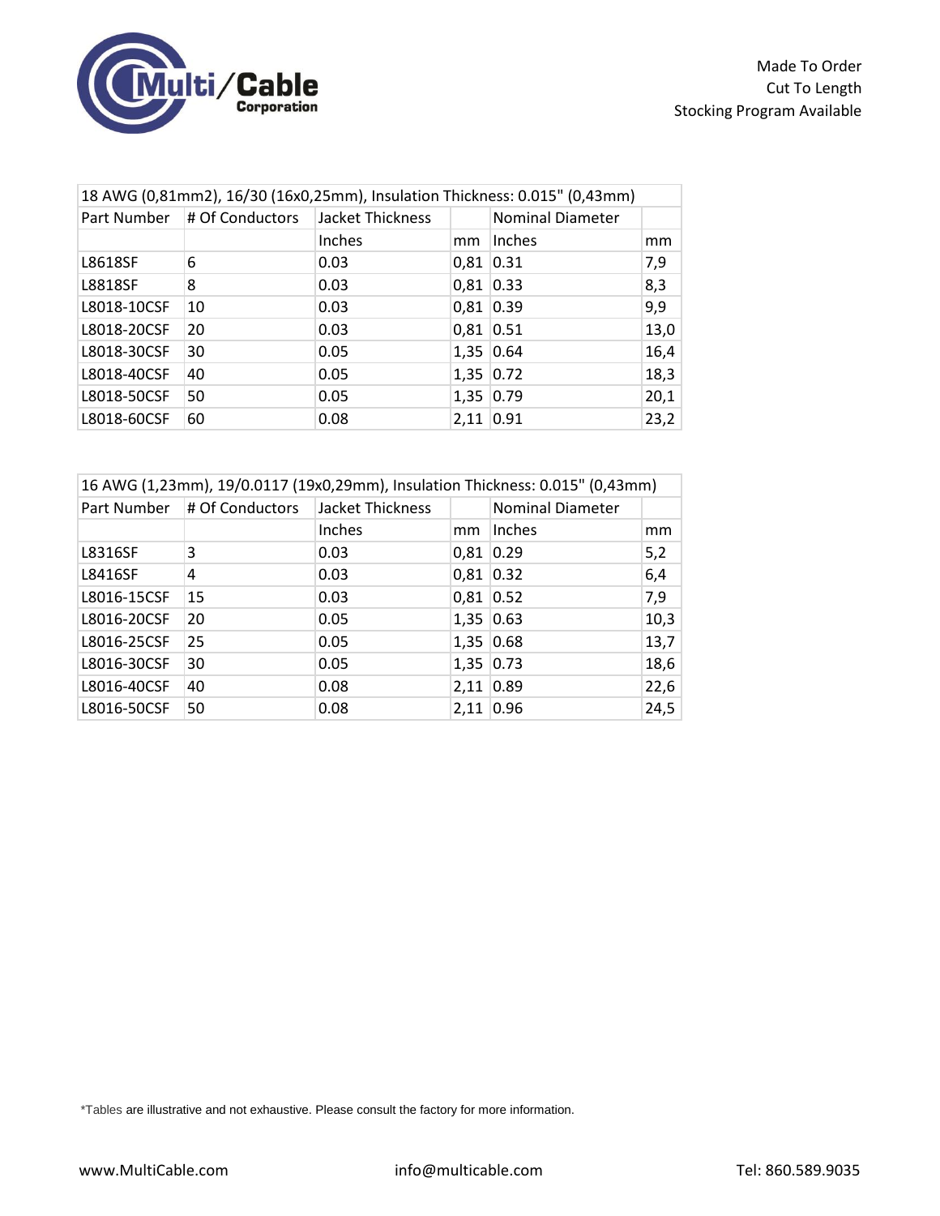Made To Order
Cut To Length
Stocking Program Available

| 18 AWG (0,81mm2), 16/30 (16x0,25mm), Insulation Thickness: 0.015" (0,43mm) | | | | | |
|---|---|---|---|---|---|
| Part Number | # Of Conductors | Jacket Thickness | | Nominal Diameter | |
| | | Inches | mm | Inches | mm |
| L8618SF | 6 | 0.03 | 0,81 | 0.31 | 7,9 |
| L8818SF | 8 | 0.03 | 0,81 | 0.33 | 8,3 |
| L8018-10CSF | 10 | 0.03 | 0,81 | 0.39 | 9,9 |
| L8018-20CSF | 20 | 0.03 | 0,81 | 0.51 | 13,0 |
| L8018-30CSF | 30 | 0.05 | 1,35 | 0.64 | 16,4 |
| L8018-40CSF | 40 | 0.05 | 1,35 | 0.72 | 18,3 |
| L8018-50CSF | 50 | 0.05 | 1,35 | 0.79 | 20,1 |
| L8018-60CSF | 60 | 0.08 | 2,11 | 0.91 | 23,2 |

| 16 AWG (1,23mm), 19/0.0117 (19x0,29mm), Insulation Thickness: 0.015" (0,43mm) | | | | | |
|---|---|---|---|---|---|
| Part Number | # Of Conductors | Jacket Thickness | | Nominal Diameter | |
| | | Inches | mm | Inches | mm |
| L8316SF | 3 | 0.03 | 0,81 | 0.29 | 5,2 |
| L8416SF | 4 | 0.03 | 0,81 | 0.32 | 6,4 |
| L8016-15CSF | 15 | 0.03 | 0,81 | 0.52 | 7,9 |
| L8016-20CSF | 20 | 0.05 | 1,35 | 0.63 | 10,3 |
| L8016-25CSF | 25 | 0.05 | 1,35 | 0.68 | 13,7 |
| L8016-30CSF | 30 | 0.05 | 1,35 | 0.73 | 18,6 |
| L8016-40CSF | 40 | 0.08 | 2,11 | 0.89 | 22,6 |
| L8016-50CSF | 50 | 0.08 | 2,11 | 0.96 | 24,5 |

*Tables are illustrative and not exhaustive. Please consult the factory for more information.

www.MultiCable.com info@multicable.com Tel: 860.589.9035